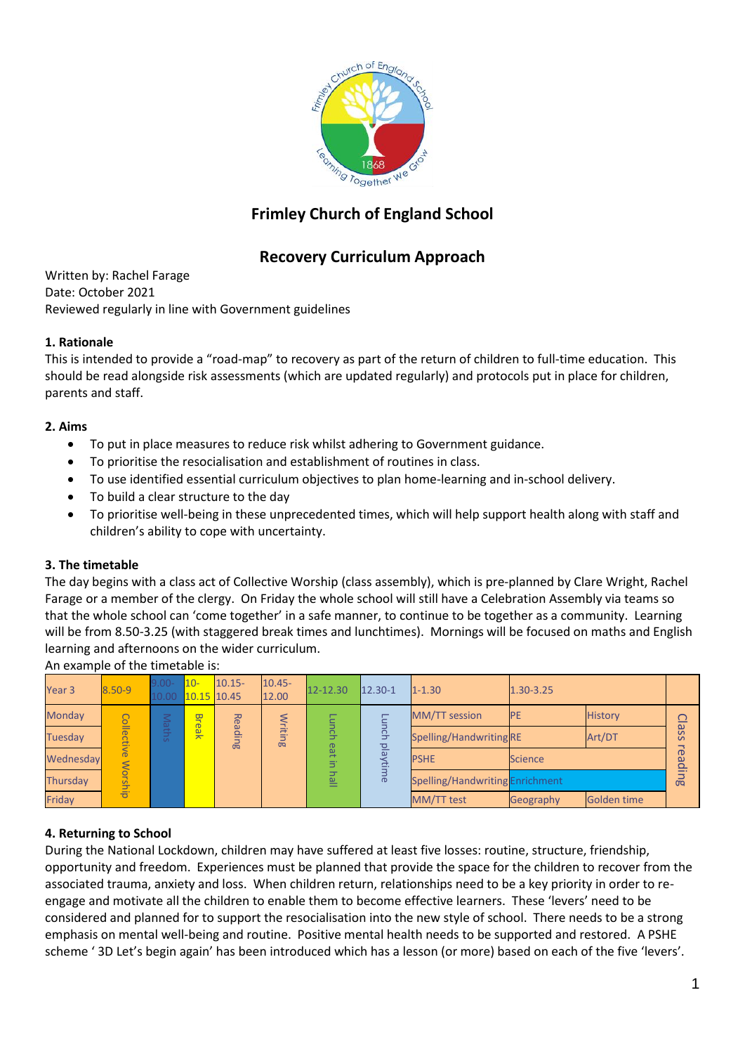# Frimley Church of England School

## Recovery Curriculum Approach

Written by: Rachel Farage
Date: October 2021
Reviewed regularly in line with Government guidelines

### 1. Rationale

This is intended to provide a "road-map" to recovery as part of the return of children to full-time education. This should be read alongside risk assessments (which are updated regularly) and protocols put in place for children, parents and staff.

### 2. Aims

- To put in place measures to reduce risk whilst adhering to Government guidance.
- To prioritise the resocialisation and establishment of routines in class.
- To use identified essential curriculum objectives to plan home-learning and in-school delivery.
- To build a clear structure to the day
- To prioritise well-being in these unprecedented times, which will help support health along with staff and children's ability to cope with uncertainty.

### 3. The timetable

The day begins with a class act of Collective Worship (class assembly), which is pre-planned by Clare Wright, Rachel Farage or a member of the clergy. On Friday the whole school will still have a Celebration Assembly via teams so that the whole school can 'come together' in a safe manner, to continue to be together as a community. Learning will be from 8.50-3.25 (with staggered break times and lunchtimes). Mornings will be focused on maths and English learning and afternoons on the wider curriculum.

An example of the timetable is:

| Year 3 | 8.50-9 | 9.00-10.00 | 10-10.15 | 10.15-10.45 | 10.45-12.00 | 12-12.30 | 12.30-1 | 1-1.30 | 1.30-3.25 | | |
|---|---|---|---|---|---|---|---|---|---|---|---|
| Monday | Collective Worship | Maths | Break | Reading | Writing | Lunch eat in hall | Lunch playtime | MM/TT session | PE | History | Class reading |
| Tuesday | | | | | | | | Spelling/Handwriting | RE | Art/DT | |
| Wednesday | | | | | | | | PSHE | Science | | |
| Thursday | | | | | | | | Spelling/Handwriting | Enrichment | | |
| Friday | | | | | | | | MM/TT test | Geography | Golden time | |

### 4. Returning to School

During the National Lockdown, children may have suffered at least five losses: routine, structure, friendship, opportunity and freedom. Experiences must be planned that provide the space for the children to recover from the associated trauma, anxiety and loss. When children return, relationships need to be a key priority in order to re-engage and motivate all the children to enable them to become effective learners. These 'levers' need to be considered and planned for to support the resocialisation into the new style of school. There needs to be a strong emphasis on mental well-being and routine. Positive mental health needs to be supported and restored. A PSHE scheme ' 3D Let's begin again' has been introduced which has a lesson (or more) based on each of the five 'levers'.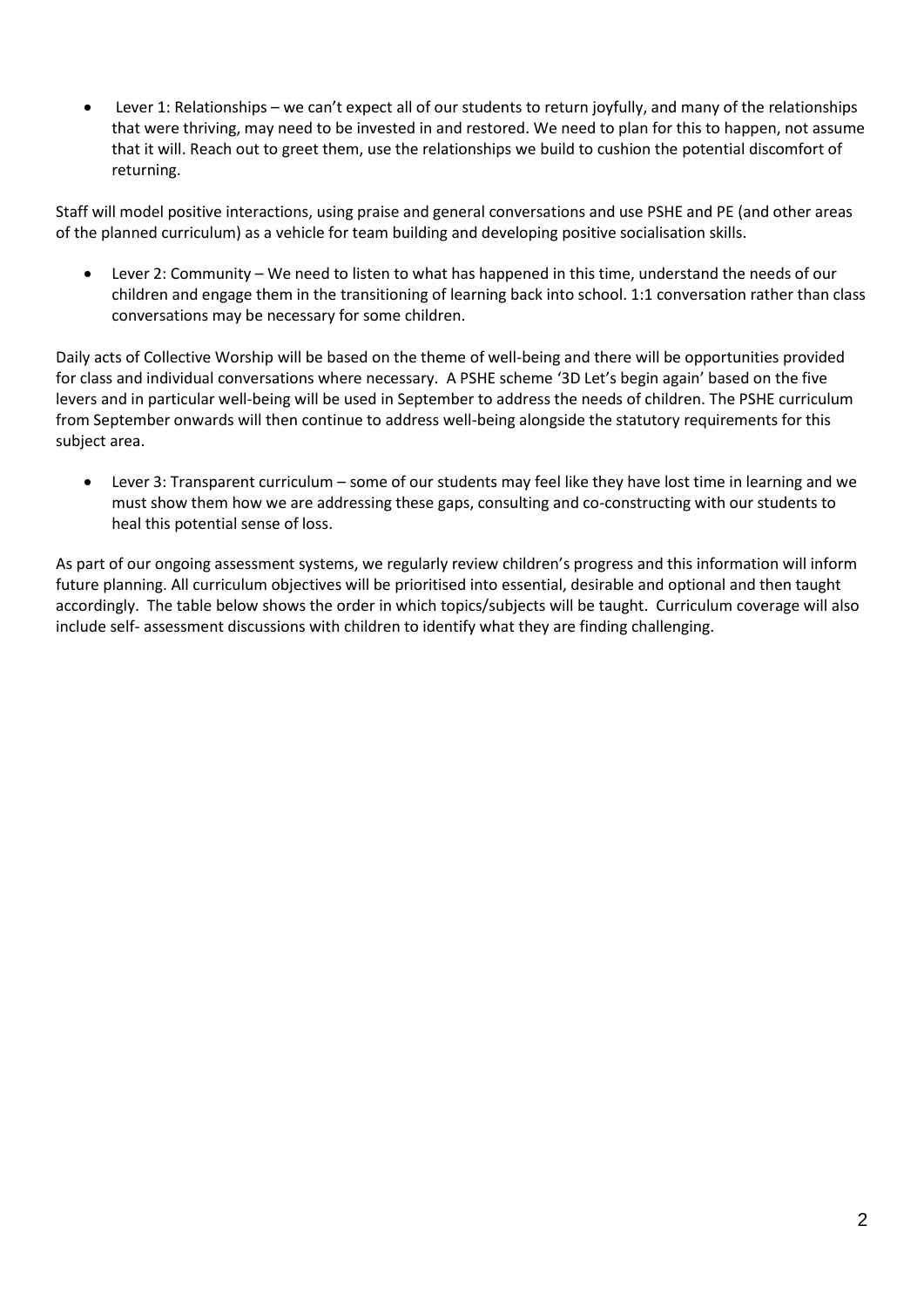- Lever 1: Relationships – we can't expect all of our students to return joyfully, and many of the relationships that were thriving, may need to be invested in and restored. We need to plan for this to happen, not assume that it will. Reach out to greet them, use the relationships we build to cushion the potential discomfort of returning.

Staff will model positive interactions, using praise and general conversations and use PSHE and PE (and other areas of the planned curriculum) as a vehicle for team building and developing positive socialisation skills.

- Lever 2: Community – We need to listen to what has happened in this time, understand the needs of our children and engage them in the transitioning of learning back into school. 1:1 conversation rather than class conversations may be necessary for some children.

Daily acts of Collective Worship will be based on the theme of well-being and there will be opportunities provided for class and individual conversations where necessary. A PSHE scheme '3D Let's begin again' based on the five levers and in particular well-being will be used in September to address the needs of children. The PSHE curriculum from September onwards will then continue to address well-being alongside the statutory requirements for this subject area.

- Lever 3: Transparent curriculum – some of our students may feel like they have lost time in learning and we must show them how we are addressing these gaps, consulting and co-constructing with our students to heal this potential sense of loss.

As part of our ongoing assessment systems, we regularly review children's progress and this information will inform future planning. All curriculum objectives will be prioritised into essential, desirable and optional and then taught accordingly. The table below shows the order in which topics/subjects will be taught. Curriculum coverage will also include self- assessment discussions with children to identify what they are finding challenging.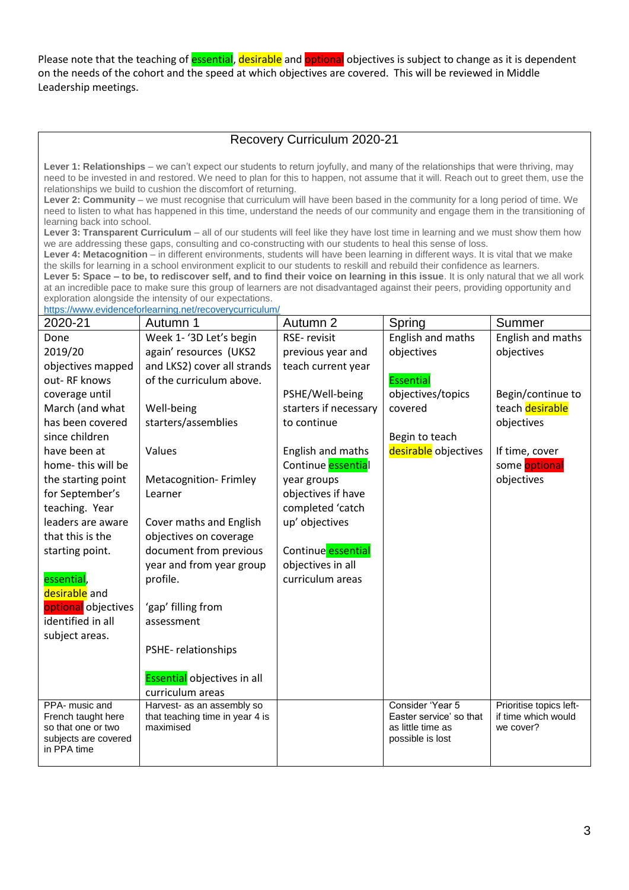Please note that the teaching of essential, desirable and optional objectives is subject to change as it is dependent on the needs of the cohort and the speed at which objectives are covered. This will be reviewed in Middle Leadership meetings.

## Recovery Curriculum 2020-21

**Lever 1: Relationships** – we can't expect our students to return joyfully, and many of the relationships that were thriving, may need to be invested in and restored. We need to plan for this to happen, not assume that it will. Reach out to greet them, use the relationships we build to cushion the discomfort of returning.
**Lever 2: Community** – we must recognise that curriculum will have been based in the community for a long period of time. We need to listen to what has happened in this time, understand the needs of our community and engage them in the transitioning of learning back into school.
**Lever 3: Transparent Curriculum** – all of our students will feel like they have lost time in learning and we must show them how we are addressing these gaps, consulting and co-constructing with our students to heal this sense of loss.
**Lever 4: Metacognition** – in different environments, students will have been learning in different ways. It is vital that we make the skills for learning in a school environment explicit to our students to reskill and rebuild their confidence as learners.
**Lever 5: Space – to be, to rediscover self, and to find their voice on learning in this issue**. It is only natural that we all work at an incredible pace to make sure this group of learners are not disadvantaged against their peers, providing opportunity and exploration alongside the intensity of our expectations.
https://www.evidenceforlearning.net/recoverycurriculum/

| 2020-21 | Autumn 1 | Autumn 2 | Spring | Summer |
|---|---|---|---|---|
| Done 2019/20 objectives mapped out- RF knows coverage until March (and what has been covered since children have been at home- this will be the starting point for September's teaching. Year leaders are aware that this is the starting point.<br><br>essential, desirable and optional objectives identified in all subject areas. | Week 1- '3D Let's begin again' resources (UKS2 and LKS2) cover all strands of the curriculum above.<br><br>Well-being starters/assemblies<br><br>Values<br><br>Metacognition- Frimley Learner<br><br>Cover maths and English objectives on coverage document from previous year and from year group profile.<br><br>'gap' filling from assessment<br><br>PSHE- relationships<br><br>Essential objectives in all curriculum areas | RSE- revisit previous year and teach current year<br><br>PSHE/Well-being starters if necessary to continue<br><br>English and maths Continue essential year groups objectives if have completed 'catch up' objectives<br><br>Continue essential objectives in all curriculum areas | English and maths objectives<br><br>Essential objectives/topics covered<br><br>Begin to teach desirable objectives | English and maths objectives<br><br>Begin/continue to teach desirable objectives<br><br>If time, cover some optional objectives |
| PPA- music and French taught here so that one or two subjects are covered in PPA time | Harvest- as an assembly so that teaching time in year 4 is maximised | | Consider 'Year 5 Easter service' so that as little time as possible is lost | Prioritise topics left- if time which would we cover? |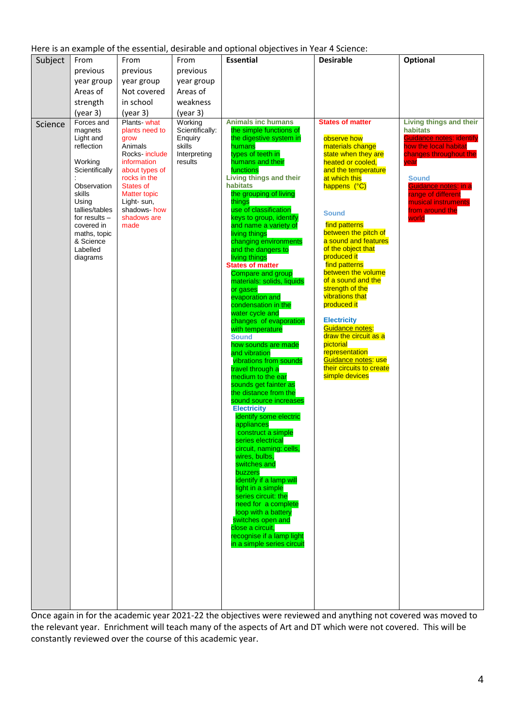Here is an example of the essential, desirable and optional objectives in Year 4 Science:

| Subject | From previous year group Areas of strength (year 3) | From previous year group Not covered in school (year 3) | From previous year group Areas of weakness (year 3) | Essential | Desirable | Optional |
|---|---|---|---|---|---|---|
| Science | Forces and magnets<br>Light and reflection<br><br>Working Scientifically:<br>Observation skills<br>Using tallies/tables for results – covered in maths, topic & Science<br>Labelled diagrams | Plants- what plants need to grow<br>Animals<br>Rocks- include information about types of rocks in the States of Matter topic<br>Light- sun, shadows- how shadows are made | Working Scientifically: Enquiry skills<br>Interpreting results | **Animals inc humans**<br>the simple functions of the digestive system in humans<br>types of teeth in humans and their functions<br>**Living things and their habitats**<br>the grouping of living things<br>use of classification keys to group, identify and name a variety of living things<br>changing environments and the dangers to living things<br>**States of matter**<br>Compare and group materials: solids, liquids or gases<br>evaporation and condensation in the water cycle and changes of evaporation with temperature<br>**Sound**<br>how sounds are made and vibration<br>vibrations from sounds travel through a medium to the ear<br>sounds get fainter as the distance from the sound source increases<br>**Electricity**<br>identify some electric appliances<br>construct a simple series electrical circuit, naming: cells, wires, bulbs, switches and buzzers<br>identify if a lamp will light in a simple series circuit: the need for a complete loop with a battery<br>switches open and close a circuit,<br>recognise if a lamp light in a simple series circuit | **States of matter**<br><br>observe how materials change state when they are heated or cooled, and the temperature at which this happens (°C)<br><br>**Sound**<br><br>find patterns between the pitch of a sound and features of the object that produced it<br>find patterns between the volume of a sound and the strength of the vibrations that produced it<br><br>**Electricity**<br>Guidance notes: draw the circuit as a pictorial representation<br>Guidance notes: use their circuits to create simple devices | **Living things and their habitats**<br>Guidance notes: identify how the local habitat changes throughout the year<br><br>**Sound**<br>Guidance notes: in a range of different musical instruments from around the world |

Once again in for the academic year 2021-22 the objectives were reviewed and anything not covered was moved to the relevant year. Enrichment will teach many of the aspects of Art and DT which were not covered. This will be constantly reviewed over the course of this academic year.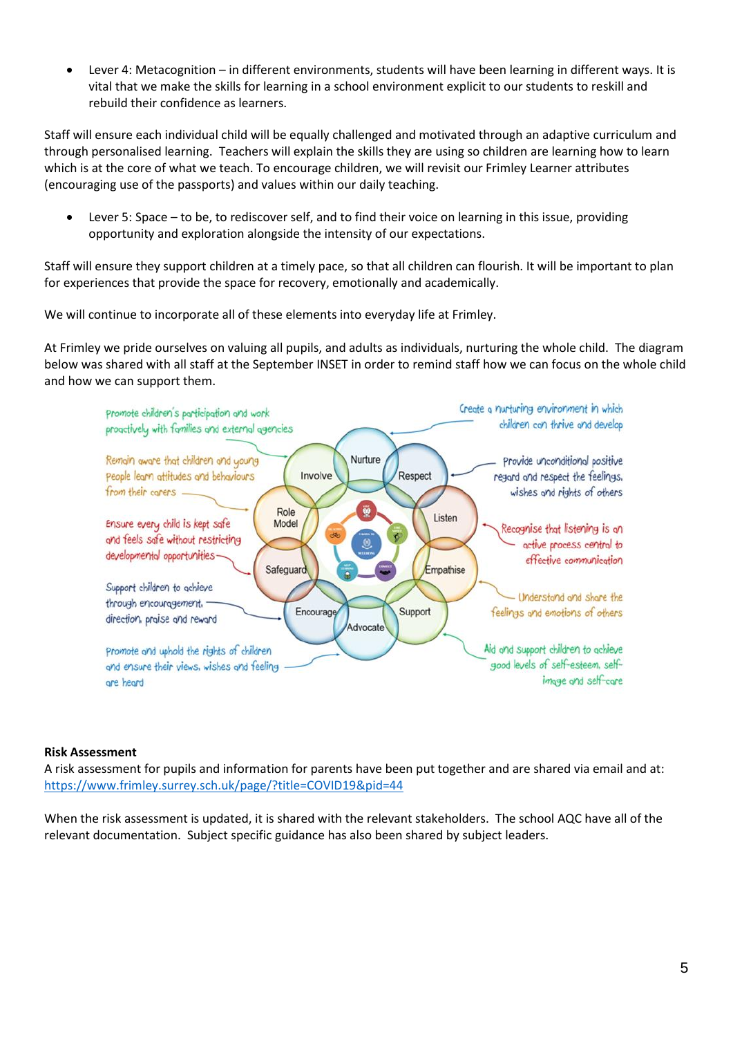- Lever 4: Metacognition – in different environments, students will have been learning in different ways. It is vital that we make the skills for learning in a school environment explicit to our students to reskill and rebuild their confidence as learners.

Staff will ensure each individual child will be equally challenged and motivated through an adaptive curriculum and through personalised learning. Teachers will explain the skills they are using so children are learning how to learn which is at the core of what we teach. To encourage children, we will revisit our Frimley Learner attributes (encouraging use of the passports) and values within our daily teaching.

- Lever 5: Space – to be, to rediscover self, and to find their voice on learning in this issue, providing opportunity and exploration alongside the intensity of our expectations.

Staff will ensure they support children at a timely pace, so that all children can flourish. It will be important to plan for experiences that provide the space for recovery, emotionally and academically.

We will continue to incorporate all of these elements into everyday life at Frimley.

At Frimley we pride ourselves on valuing all pupils, and adults as individuals, nurturing the whole child. The diagram below was shared with all staff at the September INSET in order to remind staff how we can focus on the whole child and how we can support them.

- Involve: Promote children's participation and work proactively with families and external agencies
- Nurture: Create a nurturing environment in which children can thrive and develop
- Respect: Provide unconditional positive regard and respect the feelings, wishes and rights of others
- Role Model: Remain aware that children and young people learn attitudes and behaviours from their carers
- Listen: Recognise that listening is an active process central to effective communication
- Safeguard: Ensure every child is kept safe and feels safe without restricting developmental opportunities
- Empathise: Understand and share the feelings and emotions of others
- Encourage: Support children to achieve through encouragement, direction, praise and reward
- Support: Aid and support children to achieve good levels of self-esteem, self-image and self-care
- Advocate: Promote and uphold the rights of children and ensure their views, wishes and feeling are heard

**Risk Assessment**

A risk assessment for pupils and information for parents have been put together and are shared via email and at: https://www.frimley.surrey.sch.uk/page/?title=COVID19&pid=44

When the risk assessment is updated, it is shared with the relevant stakeholders. The school AQC have all of the relevant documentation. Subject specific guidance has also been shared by subject leaders.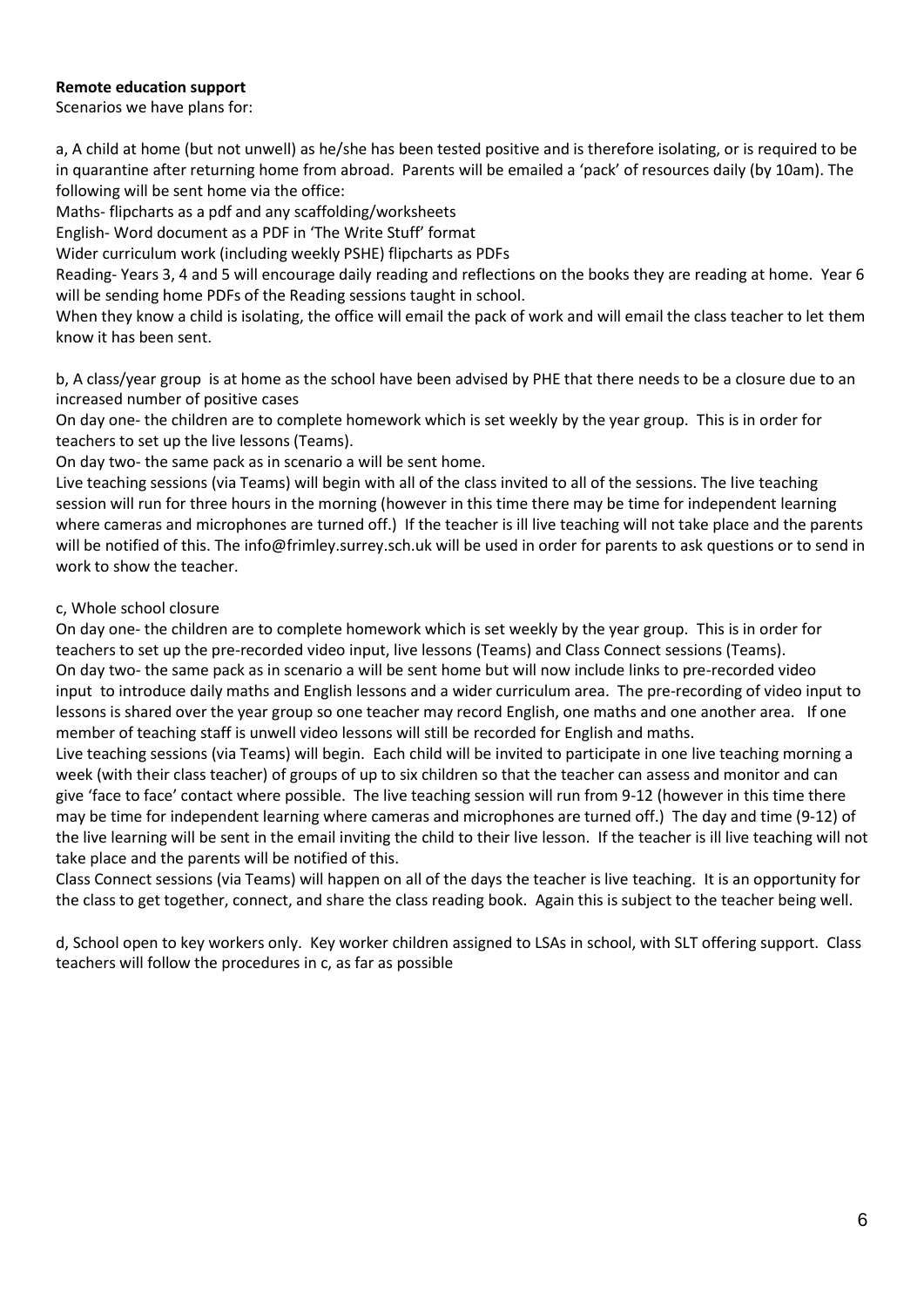**Remote education support**

Scenarios we have plans for:

a, A child at home (but not unwell) as he/she has been tested positive and is therefore isolating, or is required to be in quarantine after returning home from abroad. Parents will be emailed a 'pack' of resources daily (by 10am). The following will be sent home via the office:

Maths- flipcharts as a pdf and any scaffolding/worksheets

English- Word document as a PDF in 'The Write Stuff' format

Wider curriculum work (including weekly PSHE) flipcharts as PDFs

Reading- Years 3, 4 and 5 will encourage daily reading and reflections on the books they are reading at home. Year 6 will be sending home PDFs of the Reading sessions taught in school.

When they know a child is isolating, the office will email the pack of work and will email the class teacher to let them know it has been sent.

b, A class/year group is at home as the school have been advised by PHE that there needs to be a closure due to an increased number of positive cases

On day one- the children are to complete homework which is set weekly by the year group. This is in order for teachers to set up the live lessons (Teams).

On day two- the same pack as in scenario a will be sent home.

Live teaching sessions (via Teams) will begin with all of the class invited to all of the sessions. The live teaching session will run for three hours in the morning (however in this time there may be time for independent learning where cameras and microphones are turned off.) If the teacher is ill live teaching will not take place and the parents will be notified of this. The info@frimley.surrey.sch.uk will be used in order for parents to ask questions or to send in work to show the teacher.

c, Whole school closure

On day one- the children are to complete homework which is set weekly by the year group. This is in order for teachers to set up the pre-recorded video input, live lessons (Teams) and Class Connect sessions (Teams).

On day two- the same pack as in scenario a will be sent home but will now include links to pre-recorded video input to introduce daily maths and English lessons and a wider curriculum area. The pre-recording of video input to lessons is shared over the year group so one teacher may record English, one maths and one another area. If one member of teaching staff is unwell video lessons will still be recorded for English and maths.

Live teaching sessions (via Teams) will begin. Each child will be invited to participate in one live teaching morning a week (with their class teacher) of groups of up to six children so that the teacher can assess and monitor and can give 'face to face' contact where possible. The live teaching session will run from 9-12 (however in this time there may be time for independent learning where cameras and microphones are turned off.) The day and time (9-12) of the live learning will be sent in the email inviting the child to their live lesson. If the teacher is ill live teaching will not take place and the parents will be notified of this.

Class Connect sessions (via Teams) will happen on all of the days the teacher is live teaching. It is an opportunity for the class to get together, connect, and share the class reading book. Again this is subject to the teacher being well.

d, School open to key workers only. Key worker children assigned to LSAs in school, with SLT offering support. Class teachers will follow the procedures in c, as far as possible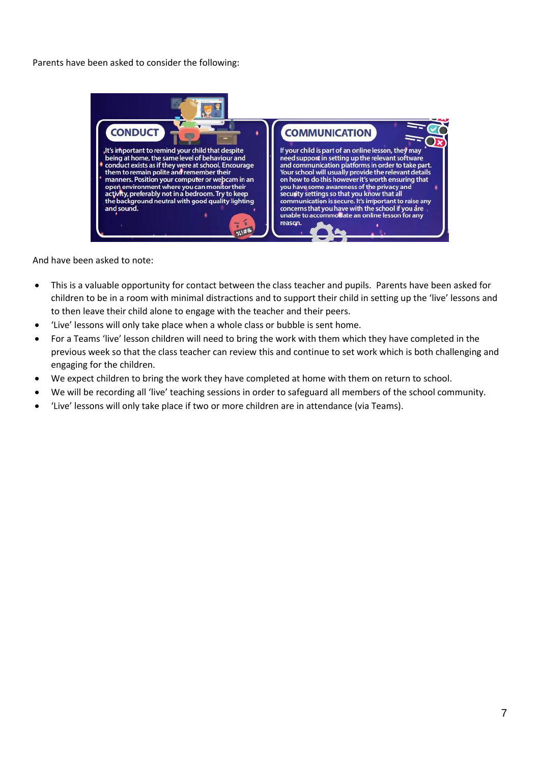Parents have been asked to consider the following:

## CONDUCT

It's important to remind your child that despite being at home, the same level of behaviour and conduct exists as if they were at school. Encourage them to remain polite and remember their manners. Position your computer or webcam in an open environment where you can monitor their activity, preferably not in a bedroom. Try to keep the background neutral with good quality lighting and sound.

## COMMUNICATION

If your child is part of an online lesson, they may need support in setting up the relevant software and communication platforms in order to take part. Your school will usually provide the relevant details on how to do this however it's worth ensuring that you have some awareness of the privacy and security settings so that you know that all communication is secure. It's important to raise any concerns that you have with the school if you are unable to accommodate an online lesson for any reason.

And have been asked to note:

- This is a valuable opportunity for contact between the class teacher and pupils. Parents have been asked for children to be in a room with minimal distractions and to support their child in setting up the 'live' lessons and to then leave their child alone to engage with the teacher and their peers.
- 'Live' lessons will only take place when a whole class or bubble is sent home.
- For a Teams 'live' lesson children will need to bring the work with them which they have completed in the previous week so that the class teacher can review this and continue to set work which is both challenging and engaging for the children.
- We expect children to bring the work they have completed at home with them on return to school.
- We will be recording all 'live' teaching sessions in order to safeguard all members of the school community.
- 'Live' lessons will only take place if two or more children are in attendance (via Teams).